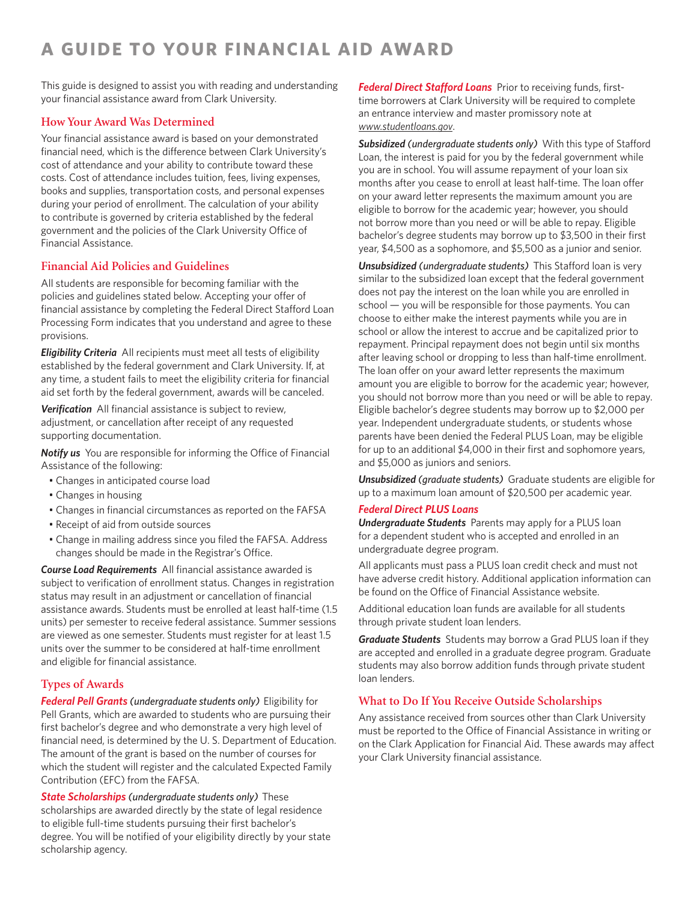# A GUIDE TO YOUR FINANCIAL AID AWARD

This guide is designed to assist you with reading and understanding your financial assistance award from Clark University.

## How Your Award Was Determined

Your financial assistance award is based on your demonstrated financial need, which is the difference between Clark University's cost of attendance and your ability to contribute toward these costs. Cost of attendance includes tuition, fees, living expenses, books and supplies, transportation costs, and personal expenses during your period of enrollment. The calculation of your ability to contribute is governed by criteria established by the federal government and the policies of the Clark University Office of Financial Assistance.

## Financial Aid Policies and Guidelines

All students are responsible for becoming familiar with the policies and guidelines stated below. Accepting your offer of financial assistance by completing the Federal Direct Stafford Loan Processing Form indicates that you understand and agree to these provisions.

***Eligibility Criteria*** All recipients must meet all tests of eligibility established by the federal government and Clark University. If, at any time, a student fails to meet the eligibility criteria for financial aid set forth by the federal government, awards will be canceled.

***Verification*** All financial assistance is subject to review, adjustment, or cancellation after receipt of any requested supporting documentation.

***Notify us*** You are responsible for informing the Office of Financial Assistance of the following:

- Changes in anticipated course load
- Changes in housing
- Changes in financial circumstances as reported on the FAFSA
- Receipt of aid from outside sources
- Change in mailing address since you filed the FAFSA. Address changes should be made in the Registrar's Office.

***Course Load Requirements*** All financial assistance awarded is subject to verification of enrollment status. Changes in registration status may result in an adjustment or cancellation of financial assistance awards. Students must be enrolled at least half-time (1.5 units) per semester to receive federal assistance. Summer sessions are viewed as one semester. Students must register for at least 1.5 units over the summer to be considered at half-time enrollment and eligible for financial assistance.

## Types of Awards

***Federal Pell Grants*** ***(undergraduate students only)*** Eligibility for Pell Grants, which are awarded to students who are pursuing their first bachelor's degree and who demonstrate a very high level of financial need, is determined by the U. S. Department of Education. The amount of the grant is based on the number of courses for which the student will register and the calculated Expected Family Contribution (EFC) from the FAFSA.

***State Scholarships*** ***(undergraduate students only)*** These scholarships are awarded directly by the state of legal residence to eligible full-time students pursuing their first bachelor's degree. You will be notified of your eligibility directly by your state scholarship agency.

***Federal Direct Stafford Loans*** Prior to receiving funds, first-time borrowers at Clark University will be required to complete an entrance interview and master promissory note at *www.studentloans.gov*.

***Subsidized (undergraduate students only)*** With this type of Stafford Loan, the interest is paid for you by the federal government while you are in school. You will assume repayment of your loan six months after you cease to enroll at least half-time. The loan offer on your award letter represents the maximum amount you are eligible to borrow for the academic year; however, you should not borrow more than you need or will be able to repay. Eligible bachelor's degree students may borrow up to $3,500 in their first year, $4,500 as a sophomore, and $5,500 as a junior and senior.

***Unsubsidized (undergraduate students)*** This Stafford loan is very similar to the subsidized loan except that the federal government does not pay the interest on the loan while you are enrolled in school — you will be responsible for those payments. You can choose to either make the interest payments while you are in school or allow the interest to accrue and be capitalized prior to repayment. Principal repayment does not begin until six months after leaving school or dropping to less than half-time enrollment. The loan offer on your award letter represents the maximum amount you are eligible to borrow for the academic year; however, you should not borrow more than you need or will be able to repay. Eligible bachelor's degree students may borrow up to $2,000 per year. Independent undergraduate students, or students whose parents have been denied the Federal PLUS Loan, may be eligible for up to an additional $4,000 in their first and sophomore years, and $5,000 as juniors and seniors.

***Unsubsidized (graduate students)*** Graduate students are eligible for up to a maximum loan amount of $20,500 per academic year.

***Federal Direct PLUS Loans***

***Undergraduate Students*** Parents may apply for a PLUS loan for a dependent student who is accepted and enrolled in an undergraduate degree program.

All applicants must pass a PLUS loan credit check and must not have adverse credit history. Additional application information can be found on the Office of Financial Assistance website.

Additional education loan funds are available for all students through private student loan lenders.

***Graduate Students*** Students may borrow a Grad PLUS loan if they are accepted and enrolled in a graduate degree program. Graduate students may also borrow addition funds through private student loan lenders.

## What to Do If You Receive Outside Scholarships

Any assistance received from sources other than Clark University must be reported to the Office of Financial Assistance in writing or on the Clark Application for Financial Aid. These awards may affect your Clark University financial assistance.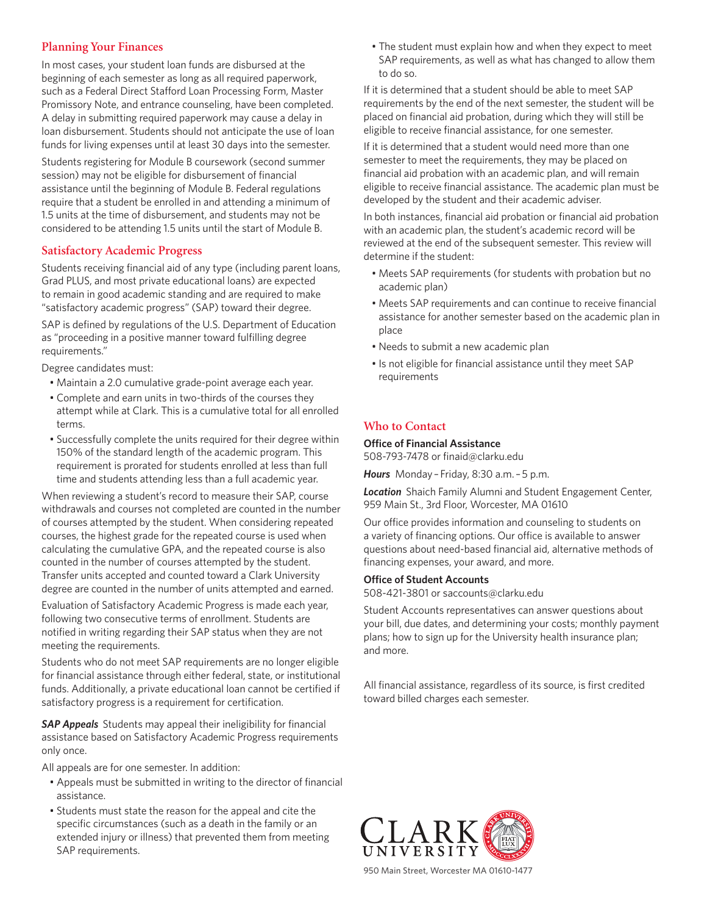## Planning Your Finances

In most cases, your student loan funds are disbursed at the beginning of each semester as long as all required paperwork, such as a Federal Direct Stafford Loan Processing Form, Master Promissory Note, and entrance counseling, have been completed. A delay in submitting required paperwork may cause a delay in loan disbursement. Students should not anticipate the use of loan funds for living expenses until at least 30 days into the semester.

Students registering for Module B coursework (second summer session) may not be eligible for disbursement of financial assistance until the beginning of Module B. Federal regulations require that a student be enrolled in and attending a minimum of 1.5 units at the time of disbursement, and students may not be considered to be attending 1.5 units until the start of Module B.

## Satisfactory Academic Progress

Students receiving financial aid of any type (including parent loans, Grad PLUS, and most private educational loans) are expected to remain in good academic standing and are required to make "satisfactory academic progress" (SAP) toward their degree.

SAP is defined by regulations of the U.S. Department of Education as "proceeding in a positive manner toward fulfilling degree requirements."

Degree candidates must:

- Maintain a 2.0 cumulative grade-point average each year.
- Complete and earn units in two-thirds of the courses they attempt while at Clark. This is a cumulative total for all enrolled terms.
- Successfully complete the units required for their degree within 150% of the standard length of the academic program. This requirement is prorated for students enrolled at less than full time and students attending less than a full academic year.

When reviewing a student's record to measure their SAP, course withdrawals and courses not completed are counted in the number of courses attempted by the student. When considering repeated courses, the highest grade for the repeated course is used when calculating the cumulative GPA, and the repeated course is also counted in the number of courses attempted by the student. Transfer units accepted and counted toward a Clark University degree are counted in the number of units attempted and earned.

Evaluation of Satisfactory Academic Progress is made each year, following two consecutive terms of enrollment. Students are notified in writing regarding their SAP status when they are not meeting the requirements.

Students who do not meet SAP requirements are no longer eligible for financial assistance through either federal, state, or institutional funds. Additionally, a private educational loan cannot be certified if satisfactory progress is a requirement for certification.

***SAP Appeals*** Students may appeal their ineligibility for financial assistance based on Satisfactory Academic Progress requirements only once.

All appeals are for one semester. In addition:

- Appeals must be submitted in writing to the director of financial assistance.
- Students must state the reason for the appeal and cite the specific circumstances (such as a death in the family or an extended injury or illness) that prevented them from meeting SAP requirements.
- The student must explain how and when they expect to meet SAP requirements, as well as what has changed to allow them to do so.

If it is determined that a student should be able to meet SAP requirements by the end of the next semester, the student will be placed on financial aid probation, during which they will still be eligible to receive financial assistance, for one semester.

If it is determined that a student would need more than one semester to meet the requirements, they may be placed on financial aid probation with an academic plan, and will remain eligible to receive financial assistance. The academic plan must be developed by the student and their academic adviser.

In both instances, financial aid probation or financial aid probation with an academic plan, the student's academic record will be reviewed at the end of the subsequent semester. This review will determine if the student:

- Meets SAP requirements (for students with probation but no academic plan)
- Meets SAP requirements and can continue to receive financial assistance for another semester based on the academic plan in place
- Needs to submit a new academic plan
- Is not eligible for financial assistance until they meet SAP requirements

## Who to Contact

**Office of Financial Assistance**
508-793-7478 or finaid@clarku.edu

***Hours*** Monday – Friday, 8:30 a.m. – 5 p.m.

***Location*** Shaich Family Alumni and Student Engagement Center, 959 Main St., 3rd Floor, Worcester, MA 01610

Our office provides information and counseling to students on a variety of financing options. Our office is available to answer questions about need-based financial aid, alternative methods of financing expenses, your award, and more.

**Office of Student Accounts**
508-421-3801 or saccounts@clarku.edu

Student Accounts representatives can answer questions about your bill, due dates, and determining your costs; monthly payment plans; how to sign up for the University health insurance plan; and more.

All financial assistance, regardless of its source, is first credited toward billed charges each semester.

CLARK UNIVERSITY

950 Main Street, Worcester MA 01610-1477